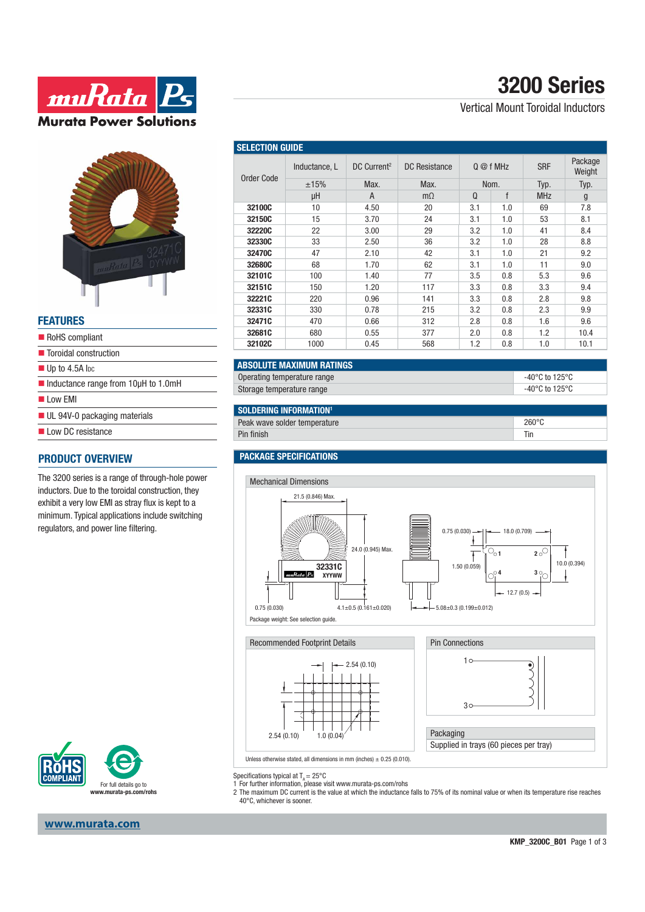# 3200 Series

Vertical Mount Toroidal Inductors

## FEATURES

- RoHS compliant
- Toroidal construction
- Up to 4.5A IDC
- Inductance range from 10µH to 1.0mH
- Low EMI
- UL 94V-0 packaging materials
- Low DC resistance

## PRODUCT OVERVIEW

The 3200 series is a range of through-hole power inductors. Due to the toroidal construction, they exhibit a very low EMI as stray flux is kept to a minimum. Typical applications include switching regulators, and power line filtering.

## SELECTION GUIDE

| Order Code | Inductance, L | DC Current[2] | DC Resistance | Q @ f MHz | | SRF | Package Weight |
|---|---|---|---|---|---|---|---|
| | ±15% | Max. | Max. | Nom. | | Typ. | Typ. |
| | µH | A | mΩ | Q | f | MHz | g |
| 32100C | 10 | 4.50 | 20 | 3.1 | 1.0 | 69 | 7.8 |
| 32150C | 15 | 3.70 | 24 | 3.1 | 1.0 | 53 | 8.1 |
| 32220C | 22 | 3.00 | 29 | 3.2 | 1.0 | 41 | 8.4 |
| 32330C | 33 | 2.50 | 36 | 3.2 | 1.0 | 28 | 8.8 |
| 32470C | 47 | 2.10 | 42 | 3.1 | 1.0 | 21 | 9.2 |
| 32680C | 68 | 1.70 | 62 | 3.1 | 1.0 | 11 | 9.0 |
| 32101C | 100 | 1.40 | 77 | 3.5 | 0.8 | 5.3 | 9.6 |
| 32151C | 150 | 1.20 | 117 | 3.3 | 0.8 | 3.3 | 9.4 |
| 32221C | 220 | 0.96 | 141 | 3.3 | 0.8 | 2.8 | 9.8 |
| 32331C | 330 | 0.78 | 215 | 3.2 | 0.8 | 2.3 | 9.9 |
| 32471C | 470 | 0.66 | 312 | 2.8 | 0.8 | 1.6 | 9.6 |
| 32681C | 680 | 0.55 | 377 | 2.0 | 0.8 | 1.2 | 10.4 |
| 32102C | 1000 | 0.45 | 568 | 1.2 | 0.8 | 1.0 | 10.1 |

## ABSOLUTE MAXIMUM RATINGS

| | |
|---|---|
| Operating temperature range | -40°C to 125°C |
| Storage temperature range | -40°C to 125°C |

## SOLDERING INFORMATION[1]

| | |
|---|---|
| Peak wave solder temperature | 260°C |
| Pin finish | Tin |

## PACKAGE SPECIFICATIONS

### Mechanical Dimensions

21.5 (0.846) Max.; 24.0 (0.945) Max.; 0.75 (0.030); 4.1±0.5 (0.161±0.020); 5.08±0.3 (0.199±0.012); 18.0 (0.709); 1.50 (0.059); 10.0 (0.394); 12.7 (0.5)

Package weight: See selection guide.

### Recommended Footprint Details

2.54 (0.10); 1.0 (0.04)

### Pin Connections

1, 3

### Packaging

Supplied in trays (60 pieces per tray)

Unless otherwise stated, all dimensions in mm (inches) ± 0.25 (0.010).

Specifications typical at $T_A = 25°C$

1 For further information, please visit www.murata-ps.com/rohs

2 The maximum DC current is the value at which the inductance falls to 75% of its nominal value or when its temperature rise reaches 40°C, whichever is sooner.

For full details go to www.murata-ps.com/rohs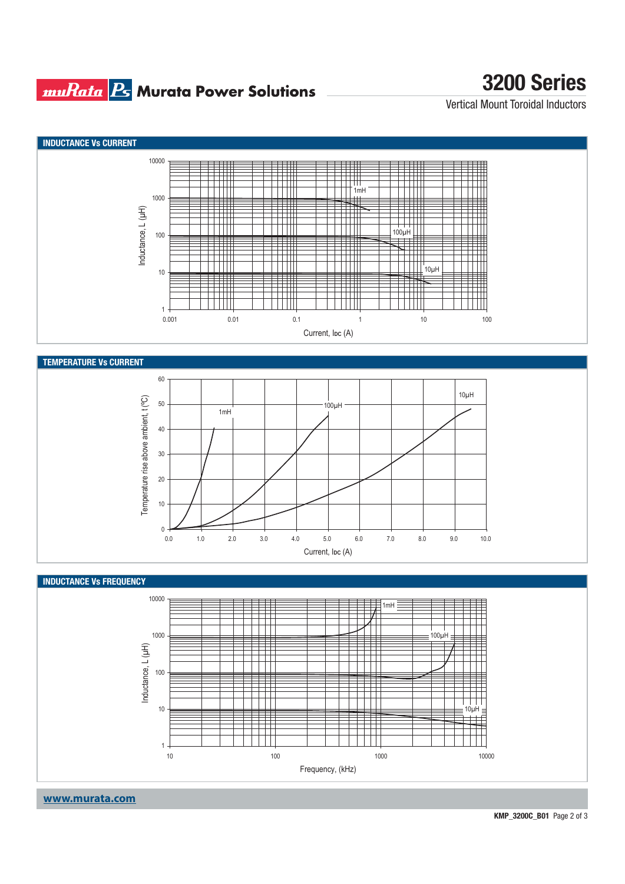## INDUCTANCE Vs CURRENT

Inductance, L (µH)

10000
1000
100
10
1

1mH
100µH
10µH

0.001 0.01 0.1 1 10 100

Current, $I_{DC}$ (A)

## TEMPERATURE Vs CURRENT

Temperature rise above ambient, t (ºC)

60
50
40
30
20
10
0

1mH
100µH
10µH

0.0 1.0 2.0 3.0 4.0 5.0 6.0 7.0 8.0 9.0 10.0

Current, $I_{DC}$ (A)

## INDUCTANCE Vs FREQUENCY

Inductance, L (µH)

10000
1000
100
10
1

1mH
100µH
10µH

10 100 1000 10000

Frequency, (kHz)

www.murata.com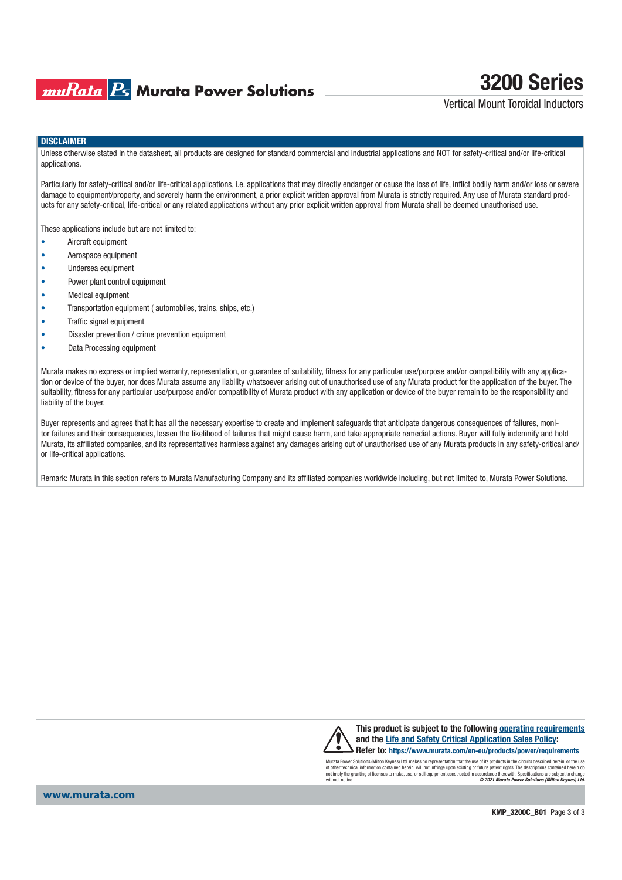## DISCLAIMER

Unless otherwise stated in the datasheet, all products are designed for standard commercial and industrial applications and NOT for safety-critical and/or life-critical applications.

Particularly for safety-critical and/or life-critical applications, i.e. applications that may directly endanger or cause the loss of life, inflict bodily harm and/or loss or severe damage to equipment/property, and severely harm the environment, a prior explicit written approval from Murata is strictly required. Any use of Murata standard products for any safety-critical, life-critical or any related applications without any prior explicit written approval from Murata shall be deemed unauthorised use.

These applications include but are not limited to:

- Aircraft equipment
- Aerospace equipment
- Undersea equipment
- Power plant control equipment
- Medical equipment
- Transportation equipment ( automobiles, trains, ships, etc.)
- Traffic signal equipment
- Disaster prevention / crime prevention equipment
- Data Processing equipment

Murata makes no express or implied warranty, representation, or guarantee of suitability, fitness for any particular use/purpose and/or compatibility with any application or device of the buyer, nor does Murata assume any liability whatsoever arising out of unauthorised use of any Murata product for the application of the buyer. The suitability, fitness for any particular use/purpose and/or compatibility of Murata product with any application or device of the buyer remain to be the responsibility and liability of the buyer.

Buyer represents and agrees that it has all the necessary expertise to create and implement safeguards that anticipate dangerous consequences of failures, monitor failures and their consequences, lessen the likelihood of failures that might cause harm, and take appropriate remedial actions. Buyer will fully indemnify and hold Murata, its affiliated companies, and its representatives harmless against any damages arising out of unauthorised use of any Murata products in any safety-critical and/or life-critical applications.

Remark: Murata in this section refers to Murata Manufacturing Company and its affiliated companies worldwide including, but not limited to, Murata Power Solutions.

**This product is subject to the following operating requirements and the Life and Safety Critical Application Sales Policy:**
**Refer to: https://www.murata.com/en-eu/products/power/requirements**

Murata Power Solutions (Milton Keynes) Ltd. makes no representation that the use of its products in the circuits described herein, or the use of other technical information contained herein, will not infringe upon existing or future patent rights. The descriptions contained herein do not imply the granting of licenses to make, use, or sell equipment constructed in accordance therewith. Specifications are subject to change without notice. ***© 2021 Murata Power Solutions (Milton Keynes) Ltd.***